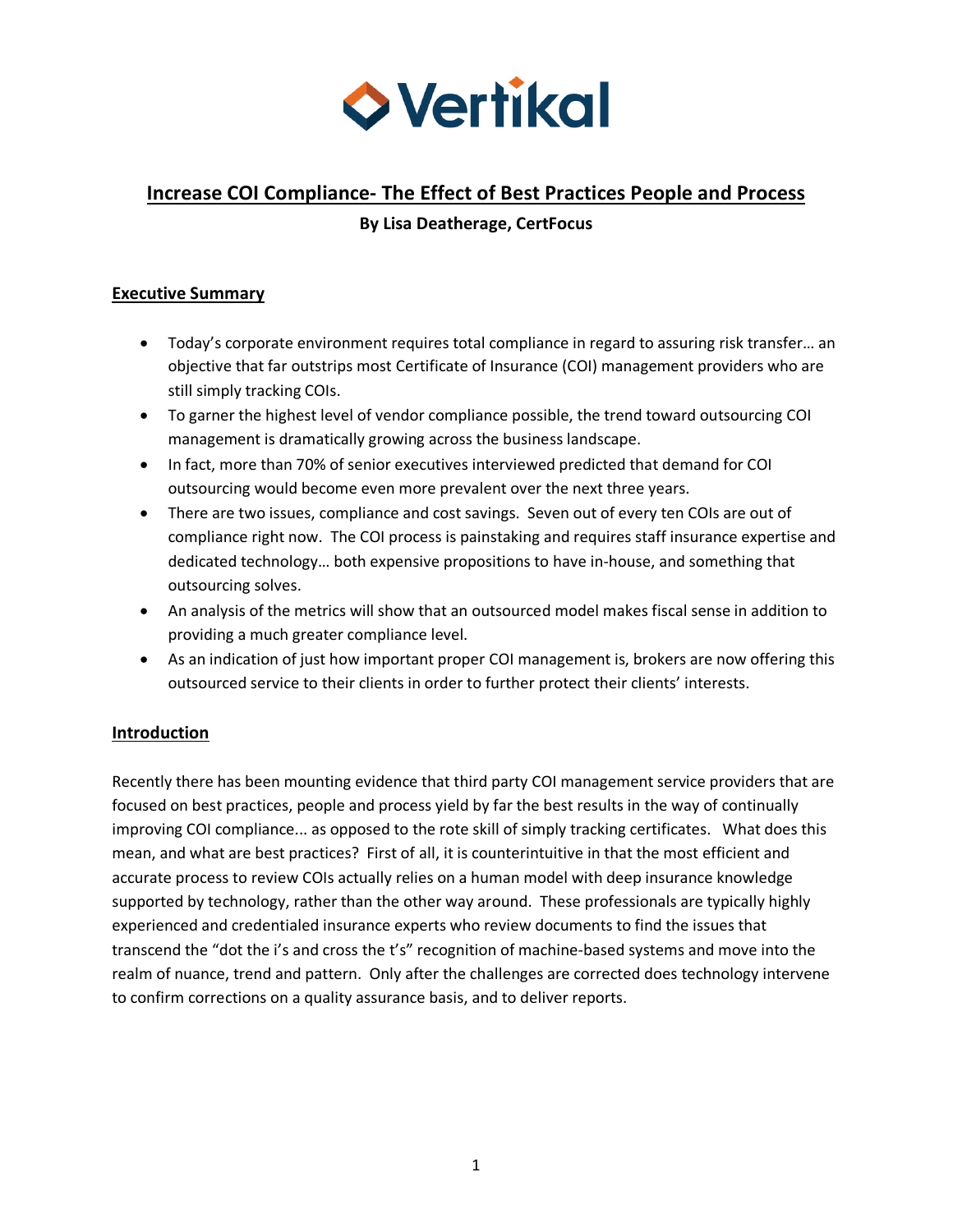Vertikal

# Increase COI Compliance- The Effect of Best Practices People and Process

**By Lisa Deatherage, CertFocus**

## Executive Summary

- Today's corporate environment requires total compliance in regard to assuring risk transfer… an objective that far outstrips most Certificate of Insurance (COI) management providers who are still simply tracking COIs.
- To garner the highest level of vendor compliance possible, the trend toward outsourcing COI management is dramatically growing across the business landscape.
- In fact, more than 70% of senior executives interviewed predicted that demand for COI outsourcing would become even more prevalent over the next three years.
- There are two issues, compliance and cost savings. Seven out of every ten COIs are out of compliance right now. The COI process is painstaking and requires staff insurance expertise and dedicated technology… both expensive propositions to have in-house, and something that outsourcing solves.
- An analysis of the metrics will show that an outsourced model makes fiscal sense in addition to providing a much greater compliance level.
- As an indication of just how important proper COI management is, brokers are now offering this outsourced service to their clients in order to further protect their clients' interests.

## Introduction

Recently there has been mounting evidence that third party COI management service providers that are focused on best practices, people and process yield by far the best results in the way of continually improving COI compliance... as opposed to the rote skill of simply tracking certificates. What does this mean, and what are best practices? First of all, it is counterintuitive in that the most efficient and accurate process to review COIs actually relies on a human model with deep insurance knowledge supported by technology, rather than the other way around. These professionals are typically highly experienced and credentialed insurance experts who review documents to find the issues that transcend the "dot the i's and cross the t's" recognition of machine-based systems and move into the realm of nuance, trend and pattern. Only after the challenges are corrected does technology intervene to confirm corrections on a quality assurance basis, and to deliver reports.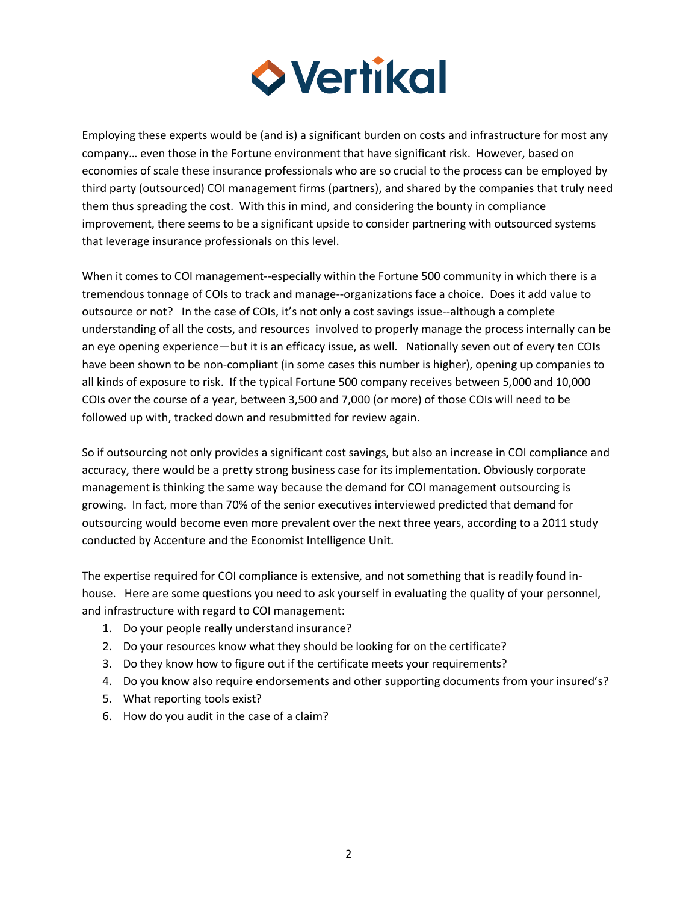Employing these experts would be (and is) a significant burden on costs and infrastructure for most any company… even those in the Fortune environment that have significant risk. However, based on economies of scale these insurance professionals who are so crucial to the process can be employed by third party (outsourced) COI management firms (partners), and shared by the companies that truly need them thus spreading the cost. With this in mind, and considering the bounty in compliance improvement, there seems to be a significant upside to consider partnering with outsourced systems that leverage insurance professionals on this level.

When it comes to COI management--especially within the Fortune 500 community in which there is a tremendous tonnage of COIs to track and manage--organizations face a choice. Does it add value to outsource or not? In the case of COIs, it's not only a cost savings issue--although a complete understanding of all the costs, and resources involved to properly manage the process internally can be an eye opening experience—but it is an efficacy issue, as well. Nationally seven out of every ten COIs have been shown to be non-compliant (in some cases this number is higher), opening up companies to all kinds of exposure to risk. If the typical Fortune 500 company receives between 5,000 and 10,000 COIs over the course of a year, between 3,500 and 7,000 (or more) of those COIs will need to be followed up with, tracked down and resubmitted for review again.

So if outsourcing not only provides a significant cost savings, but also an increase in COI compliance and accuracy, there would be a pretty strong business case for its implementation. Obviously corporate management is thinking the same way because the demand for COI management outsourcing is growing. In fact, more than 70% of the senior executives interviewed predicted that demand for outsourcing would become even more prevalent over the next three years, according to a 2011 study conducted by Accenture and the Economist Intelligence Unit.

The expertise required for COI compliance is extensive, and not something that is readily found in-house. Here are some questions you need to ask yourself in evaluating the quality of your personnel, and infrastructure with regard to COI management:

1. Do your people really understand insurance?
2. Do your resources know what they should be looking for on the certificate?
3. Do they know how to figure out if the certificate meets your requirements?
4. Do you know also require endorsements and other supporting documents from your insured's?
5. What reporting tools exist?
6. How do you audit in the case of a claim?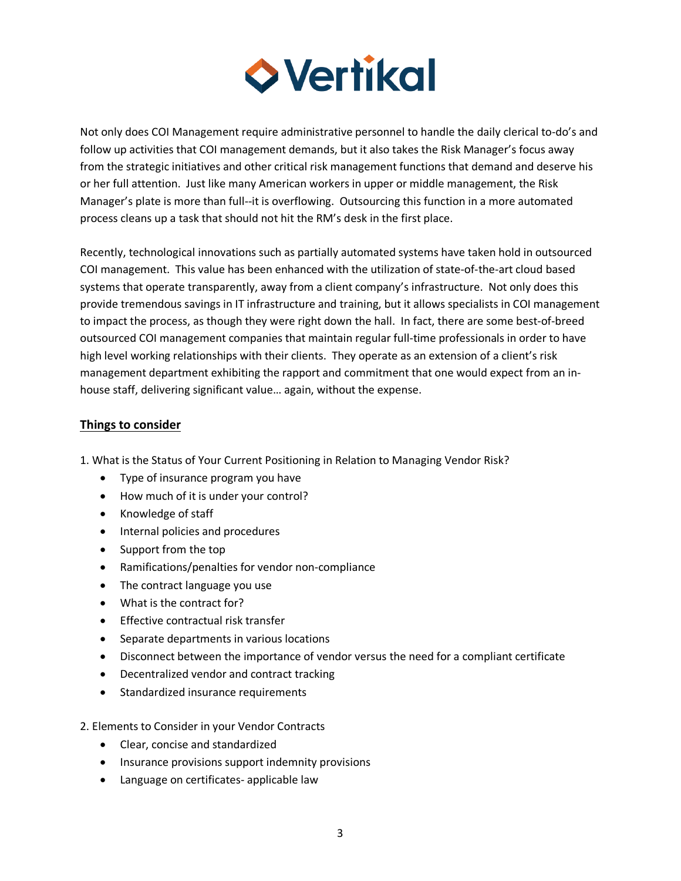Not only does COI Management require administrative personnel to handle the daily clerical to-do's and follow up activities that COI management demands, but it also takes the Risk Manager's focus away from the strategic initiatives and other critical risk management functions that demand and deserve his or her full attention. Just like many American workers in upper or middle management, the Risk Manager's plate is more than full--it is overflowing. Outsourcing this function in a more automated process cleans up a task that should not hit the RM's desk in the first place.

Recently, technological innovations such as partially automated systems have taken hold in outsourced COI management. This value has been enhanced with the utilization of state-of-the-art cloud based systems that operate transparently, away from a client company's infrastructure. Not only does this provide tremendous savings in IT infrastructure and training, but it allows specialists in COI management to impact the process, as though they were right down the hall. In fact, there are some best-of-breed outsourced COI management companies that maintain regular full-time professionals in order to have high level working relationships with their clients. They operate as an extension of a client's risk management department exhibiting the rapport and commitment that one would expect from an in-house staff, delivering significant value… again, without the expense.

## Things to consider

1. What is the Status of Your Current Positioning in Relation to Managing Vendor Risk?
   - Type of insurance program you have
   - How much of it is under your control?
   - Knowledge of staff
   - Internal policies and procedures
   - Support from the top
   - Ramifications/penalties for vendor non-compliance
   - The contract language you use
   - What is the contract for?
   - Effective contractual risk transfer
   - Separate departments in various locations
   - Disconnect between the importance of vendor versus the need for a compliant certificate
   - Decentralized vendor and contract tracking
   - Standardized insurance requirements

2. Elements to Consider in your Vendor Contracts
   - Clear, concise and standardized
   - Insurance provisions support indemnity provisions
   - Language on certificates- applicable law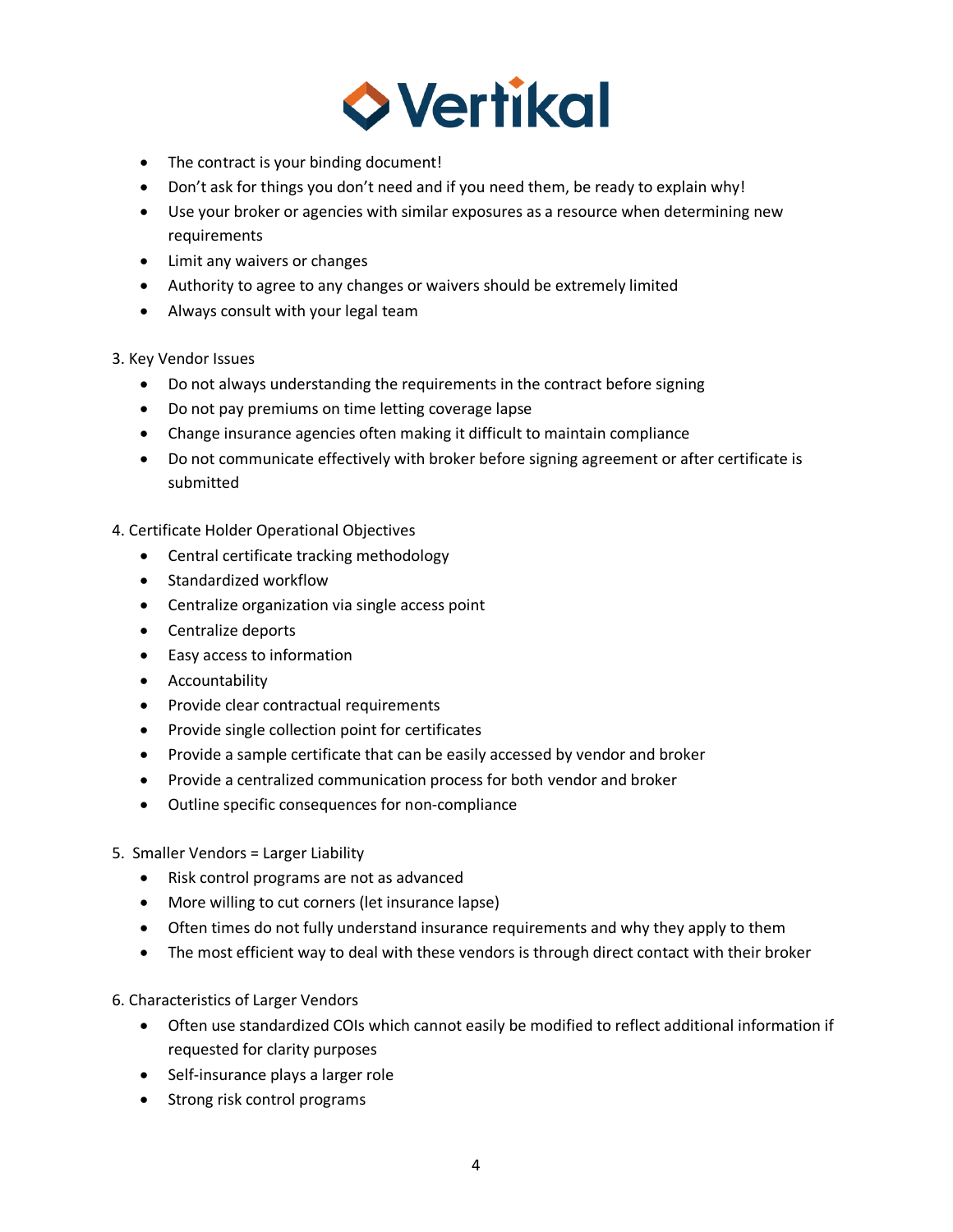- The contract is your binding document!
- Don't ask for things you don't need and if you need them, be ready to explain why!
- Use your broker or agencies with similar exposures as a resource when determining new requirements
- Limit any waivers or changes
- Authority to agree to any changes or waivers should be extremely limited
- Always consult with your legal team

3. Key Vendor Issues
   - Do not always understanding the requirements in the contract before signing
   - Do not pay premiums on time letting coverage lapse
   - Change insurance agencies often making it difficult to maintain compliance
   - Do not communicate effectively with broker before signing agreement or after certificate is submitted

4. Certificate Holder Operational Objectives
   - Central certificate tracking methodology
   - Standardized workflow
   - Centralize organization via single access point
   - Centralize deports
   - Easy access to information
   - Accountability
   - Provide clear contractual requirements
   - Provide single collection point for certificates
   - Provide a sample certificate that can be easily accessed by vendor and broker
   - Provide a centralized communication process for both vendor and broker
   - Outline specific consequences for non-compliance

5. Smaller Vendors = Larger Liability
   - Risk control programs are not as advanced
   - More willing to cut corners (let insurance lapse)
   - Often times do not fully understand insurance requirements and why they apply to them
   - The most efficient way to deal with these vendors is through direct contact with their broker

6. Characteristics of Larger Vendors
   - Often use standardized COIs which cannot easily be modified to reflect additional information if requested for clarity purposes
   - Self-insurance plays a larger role
   - Strong risk control programs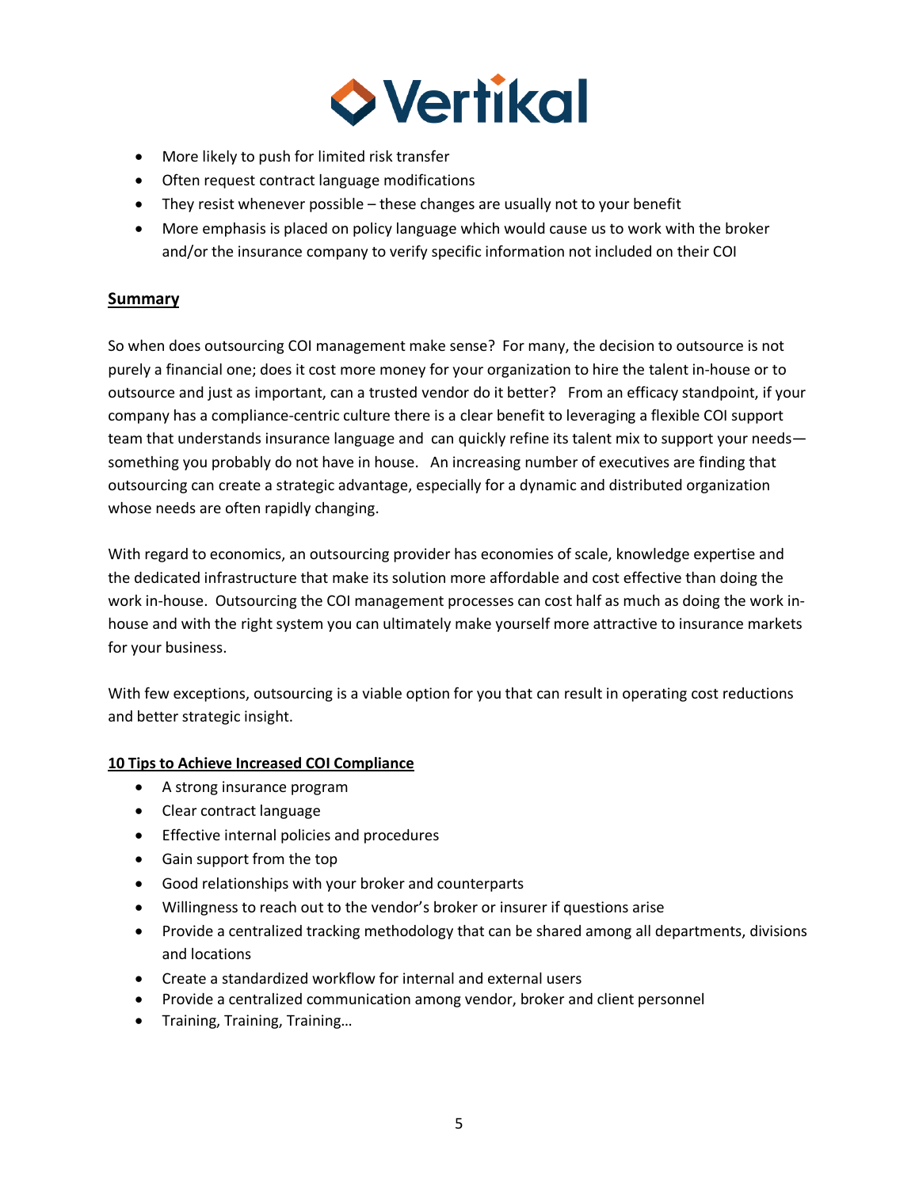- More likely to push for limited risk transfer
- Often request contract language modifications
- They resist whenever possible – these changes are usually not to your benefit
- More emphasis is placed on policy language which would cause us to work with the broker and/or the insurance company to verify specific information not included on their COI

## Summary

So when does outsourcing COI management make sense? For many, the decision to outsource is not purely a financial one; does it cost more money for your organization to hire the talent in-house or to outsource and just as important, can a trusted vendor do it better? From an efficacy standpoint, if your company has a compliance-centric culture there is a clear benefit to leveraging a flexible COI support team that understands insurance language and can quickly refine its talent mix to support your needs—something you probably do not have in house. An increasing number of executives are finding that outsourcing can create a strategic advantage, especially for a dynamic and distributed organization whose needs are often rapidly changing.

With regard to economics, an outsourcing provider has economies of scale, knowledge expertise and the dedicated infrastructure that make its solution more affordable and cost effective than doing the work in-house. Outsourcing the COI management processes can cost half as much as doing the work in-house and with the right system you can ultimately make yourself more attractive to insurance markets for your business.

With few exceptions, outsourcing is a viable option for you that can result in operating cost reductions and better strategic insight.

## 10 Tips to Achieve Increased COI Compliance

- A strong insurance program
- Clear contract language
- Effective internal policies and procedures
- Gain support from the top
- Good relationships with your broker and counterparts
- Willingness to reach out to the vendor's broker or insurer if questions arise
- Provide a centralized tracking methodology that can be shared among all departments, divisions and locations
- Create a standardized workflow for internal and external users
- Provide a centralized communication among vendor, broker and client personnel
- Training, Training, Training…